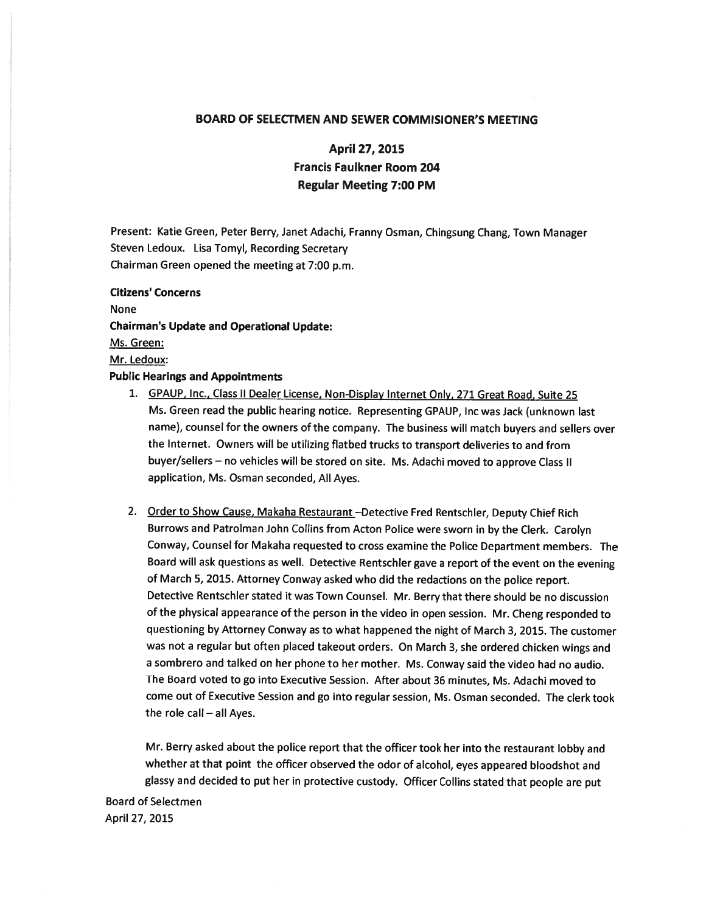# BOARD OF SELECTMEN AND SEWER COMMISIONER'S MEETING

## April 27, 2015
## Francis Faulkner Room 204
## Regular Meeting 7:00 PM

Present: Katie Green, Peter Berry, Janet Adachi, Franny Osman, Chingsung Chang, Town Manager Steven Ledoux. Lisa Tomyl, Recording Secretary

Chairman Green opened the meeting at 7:00 p.m.

**Citizens' Concerns**

None

**Chairman's Update and Operational Update:**

Ms. Green:

Mr. Ledoux:

**Public Hearings and Appointments**

1. GPAUP, Inc., Class II Dealer License, Non-Display Internet Only, 271 Great Road, Suite 25
   Ms. Green read the public hearing notice. Representing GPAUP, Inc was Jack (unknown last name), counsel for the owners of the company. The business will match buyers and sellers over the Internet. Owners will be utilizing flatbed trucks to transport deliveries to and from buyer/sellers – no vehicles will be stored on site. Ms. Adachi moved to approve Class II application, Ms. Osman seconded, All Ayes.

2. Order to Show Cause, Makaha Restaurant –Detective Fred Rentschler, Deputy Chief Rich Burrows and Patrolman John Collins from Acton Police were sworn in by the Clerk. Carolyn Conway, Counsel for Makaha requested to cross examine the Police Department members. The Board will ask questions as well. Detective Rentschler gave a report of the event on the evening of March 5, 2015. Attorney Conway asked who did the redactions on the police report. Detective Rentschler stated it was Town Counsel. Mr. Berry that there should be no discussion of the physical appearance of the person in the video in open session. Mr. Cheng responded to questioning by Attorney Conway as to what happened the night of March 3, 2015. The customer was not a regular but often placed takeout orders. On March 3, she ordered chicken wings and a sombrero and talked on her phone to her mother. Ms. Conway said the video had no audio. The Board voted to go into Executive Session. After about 36 minutes, Ms. Adachi moved to come out of Executive Session and go into regular session, Ms. Osman seconded. The clerk took the role call – all Ayes.

   Mr. Berry asked about the police report that the officer took her into the restaurant lobby and whether at that point the officer observed the odor of alcohol, eyes appeared bloodshot and glassy and decided to put her in protective custody. Officer Collins stated that people are put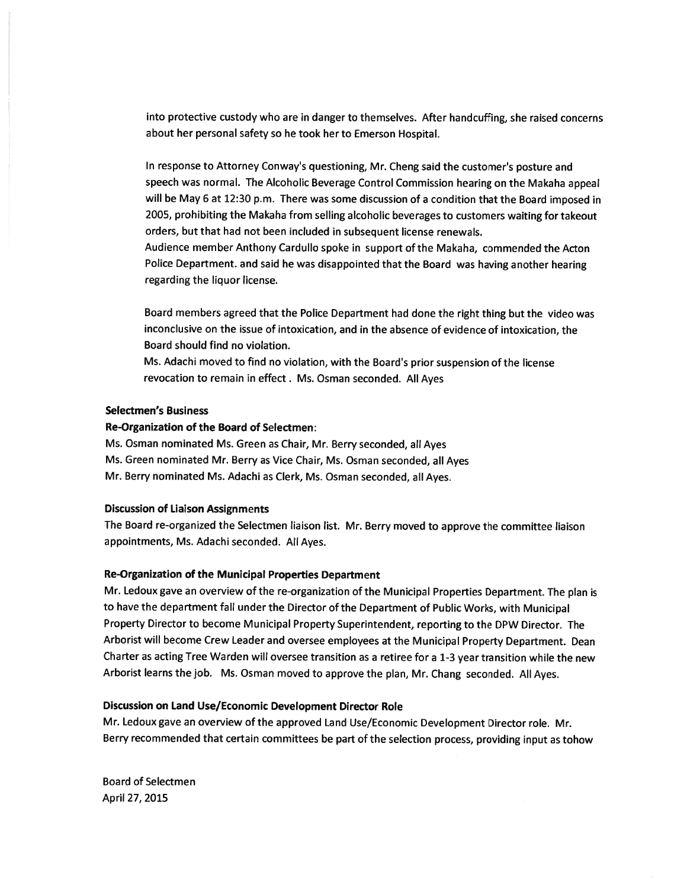into protective custody who are in danger to themselves. After handcuffing, she raised concerns about her personal safety so he took her to Emerson Hospital.

In response to Attorney Conway's questioning, Mr. Cheng said the customer's posture and speech was normal. The Alcoholic Beverage Control Commission hearing on the Makaha appeal will be May 6 at 12:30 p.m. There was some discussion of a condition that the Board imposed in 2005, prohibiting the Makaha from selling alcoholic beverages to customers waiting for takeout orders, but that had not been included in subsequent license renewals.
Audience member Anthony Cardullo spoke in support of the Makaha, commended the Acton Police Department. and said he was disappointed that the Board was having another hearing regarding the liquor license.

Board members agreed that the Police Department had done the right thing but the video was inconclusive on the issue of intoxication, and in the absence of evidence of intoxication, the Board should find no violation.
Ms. Adachi moved to find no violation, with the Board's prior suspension of the license revocation to remain in effect . Ms. Osman seconded. All Ayes

**Selectmen's Business**

**Re-Organization of the Board of Selectmen:**

Ms. Osman nominated Ms. Green as Chair, Mr. Berry seconded, all Ayes
Ms. Green nominated Mr. Berry as Vice Chair, Ms. Osman seconded, all Ayes
Mr. Berry nominated Ms. Adachi as Clerk, Ms. Osman seconded, all Ayes.

**Discussion of Liaison Assignments**

The Board re-organized the Selectmen liaison list. Mr. Berry moved to approve the committee liaison appointments, Ms. Adachi seconded. All Ayes.

**Re-Organization of the Municipal Properties Department**

Mr. Ledoux gave an overview of the re-organization of the Municipal Properties Department. The plan is to have the department fall under the Director of the Department of Public Works, with Municipal Property Director to become Municipal Property Superintendent, reporting to the DPW Director. The Arborist will become Crew Leader and oversee employees at the Municipal Property Department. Dean Charter as acting Tree Warden will oversee transition as a retiree for a 1-3 year transition while the new Arborist learns the job. Ms. Osman moved to approve the plan, Mr. Chang seconded. All Ayes.

**Discussion on Land Use/Economic Development Director Role**

Mr. Ledoux gave an overview of the approved Land Use/Economic Development Director role. Mr. Berry recommended that certain committees be part of the selection process, providing input as tohow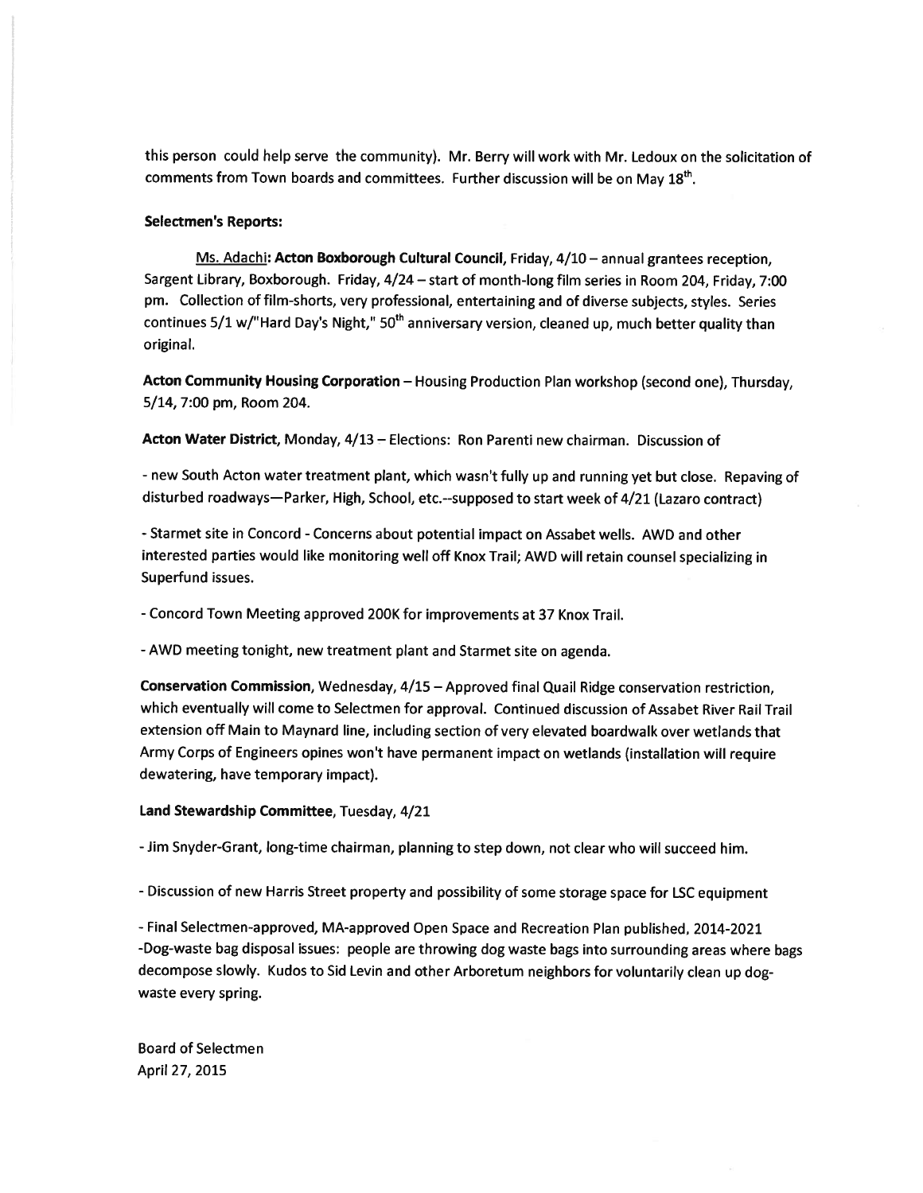this person could help serve the community). Mr. Berry will work with Mr. Ledoux on the solicitation of comments from Town boards and committees. Further discussion will be on May 18th.

**Selectmen's Reports:**

Ms. Adachi: **Acton Boxborough Cultural Council**, Friday, 4/10 – annual grantees reception, Sargent Library, Boxborough. Friday, 4/24 – start of month-long film series in Room 204, Friday, 7:00 pm. Collection of film-shorts, very professional, entertaining and of diverse subjects, styles. Series continues 5/1 w/"Hard Day's Night," 50th anniversary version, cleaned up, much better quality than original.

**Acton Community Housing Corporation** – Housing Production Plan workshop (second one), Thursday, 5/14, 7:00 pm, Room 204.

**Acton Water District**, Monday, 4/13 – Elections: Ron Parenti new chairman. Discussion of

- new South Acton water treatment plant, which wasn't fully up and running yet but close. Repaving of disturbed roadways—Parker, High, School, etc.--supposed to start week of 4/21 (Lazaro contract)

- Starmet site in Concord - Concerns about potential impact on Assabet wells. AWD and other interested parties would like monitoring well off Knox Trail; AWD will retain counsel specializing in Superfund issues.

- Concord Town Meeting approved 200K for improvements at 37 Knox Trail.

- AWD meeting tonight, new treatment plant and Starmet site on agenda.

**Conservation Commission**, Wednesday, 4/15 – Approved final Quail Ridge conservation restriction, which eventually will come to Selectmen for approval. Continued discussion of Assabet River Rail Trail extension off Main to Maynard line, including section of very elevated boardwalk over wetlands that Army Corps of Engineers opines won't have permanent impact on wetlands (installation will require dewatering, have temporary impact).

**Land Stewardship Committee**, Tuesday, 4/21

- Jim Snyder-Grant, long-time chairman, planning to step down, not clear who will succeed him.

- Discussion of new Harris Street property and possibility of some storage space for LSC equipment

- Final Selectmen-approved, MA-approved Open Space and Recreation Plan published, 2014-2021
-Dog-waste bag disposal issues: people are throwing dog waste bags into surrounding areas where bags decompose slowly. Kudos to Sid Levin and other Arboretum neighbors for voluntarily clean up dog-waste every spring.

Board of Selectmen
April 27, 2015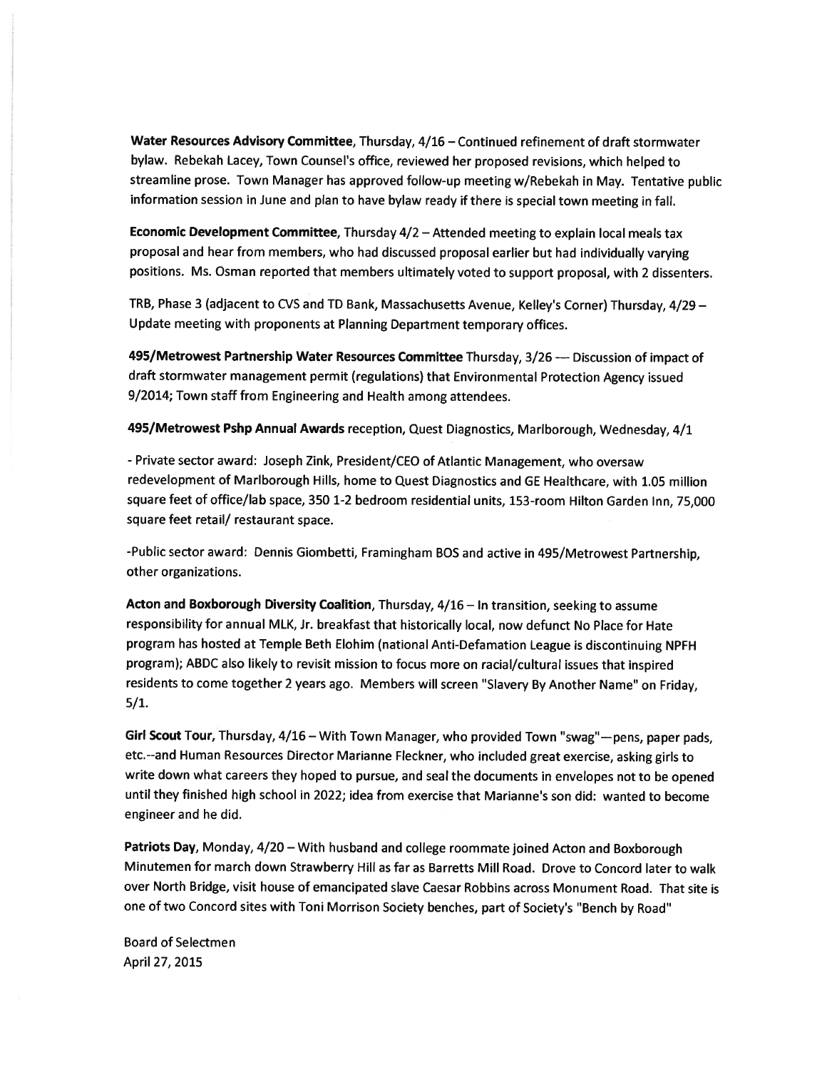**Water Resources Advisory Committee**, Thursday, 4/16 – Continued refinement of draft stormwater bylaw. Rebekah Lacey, Town Counsel's office, reviewed her proposed revisions, which helped to streamline prose. Town Manager has approved follow-up meeting w/Rebekah in May. Tentative public information session in June and plan to have bylaw ready if there is special town meeting in fall.

**Economic Development Committee**, Thursday 4/2 – Attended meeting to explain local meals tax proposal and hear from members, who had discussed proposal earlier but had individually varying positions. Ms. Osman reported that members ultimately voted to support proposal, with 2 dissenters.

TRB, Phase 3 (adjacent to CVS and TD Bank, Massachusetts Avenue, Kelley's Corner) Thursday, 4/29 – Update meeting with proponents at Planning Department temporary offices.

**495/Metrowest Partnership Water Resources Committee** Thursday, 3/26 — Discussion of impact of draft stormwater management permit (regulations) that Environmental Protection Agency issued 9/2014; Town staff from Engineering and Health among attendees.

**495/Metrowest Pshp Annual Awards** reception, Quest Diagnostics, Marlborough, Wednesday, 4/1

- Private sector award: Joseph Zink, President/CEO of Atlantic Management, who oversaw redevelopment of Marlborough Hills, home to Quest Diagnostics and GE Healthcare, with 1.05 million square feet of office/lab space, 350 1-2 bedroom residential units, 153-room Hilton Garden Inn, 75,000 square feet retail/ restaurant space.

-Public sector award: Dennis Giombetti, Framingham BOS and active in 495/Metrowest Partnership, other organizations.

**Acton and Boxborough Diversity Coalition**, Thursday, 4/16 – In transition, seeking to assume responsibility for annual MLK, Jr. breakfast that historically local, now defunct No Place for Hate program has hosted at Temple Beth Elohim (national Anti-Defamation League is discontinuing NPFH program); ABDC also likely to revisit mission to focus more on racial/cultural issues that inspired residents to come together 2 years ago. Members will screen "Slavery By Another Name" on Friday, 5/1.

**Girl Scout Tour**, Thursday, 4/16 – With Town Manager, who provided Town "swag"—pens, paper pads, etc.--and Human Resources Director Marianne Fleckner, who included great exercise, asking girls to write down what careers they hoped to pursue, and seal the documents in envelopes not to be opened until they finished high school in 2022; idea from exercise that Marianne's son did: wanted to become engineer and he did.

**Patriots Day**, Monday, 4/20 – With husband and college roommate joined Acton and Boxborough Minutemen for march down Strawberry Hill as far as Barretts Mill Road. Drove to Concord later to walk over North Bridge, visit house of emancipated slave Caesar Robbins across Monument Road. That site is one of two Concord sites with Toni Morrison Society benches, part of Society's "Bench by Road"

Board of Selectmen
April 27, 2015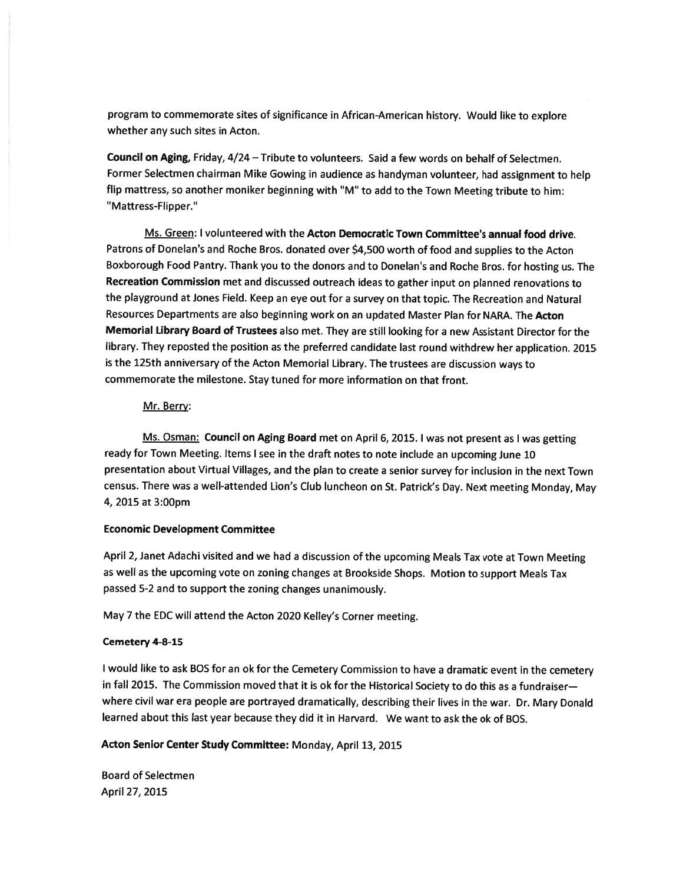program to commemorate sites of significance in African-American history. Would like to explore whether any such sites in Acton.

**Council on Aging**, Friday, 4/24 – Tribute to volunteers. Said a few words on behalf of Selectmen. Former Selectmen chairman Mike Gowing in audience as handyman volunteer, had assignment to help flip mattress, so another moniker beginning with "M" to add to the Town Meeting tribute to him: "Mattress-Flipper."

Ms. Green: I volunteered with the **Acton Democratic Town Committee's annual food drive.** Patrons of Donelan's and Roche Bros. donated over $4,500 worth of food and supplies to the Acton Boxborough Food Pantry. Thank you to the donors and to Donelan's and Roche Bros. for hosting us. The **Recreation Commission** met and discussed outreach ideas to gather input on planned renovations to the playground at Jones Field. Keep an eye out for a survey on that topic. The Recreation and Natural Resources Departments are also beginning work on an updated Master Plan for NARA. The **Acton Memorial Library Board of Trustees** also met. They are still looking for a new Assistant Director for the library. They reposted the position as the preferred candidate last round withdrew her application. 2015 is the 125th anniversary of the Acton Memorial Library. The trustees are discussion ways to commemorate the milestone. Stay tuned for more information on that front.

Mr. Berry:

Ms. Osman: **Council on Aging Board** met on April 6, 2015. I was not present as I was getting ready for Town Meeting. Items I see in the draft notes to note include an upcoming June 10 presentation about Virtual Villages, and the plan to create a senior survey for inclusion in the next Town census. There was a well-attended Lion's Club luncheon on St. Patrick's Day. Next meeting Monday, May 4, 2015 at 3:00pm

**Economic Development Committee**

April 2, Janet Adachi visited and we had a discussion of the upcoming Meals Tax vote at Town Meeting as well as the upcoming vote on zoning changes at Brookside Shops. Motion to support Meals Tax passed 5-2 and to support the zoning changes unanimously.

May 7 the EDC will attend the Acton 2020 Kelley's Corner meeting.

**Cemetery 4-8-15**

I would like to ask BOS for an ok for the Cemetery Commission to have a dramatic event in the cemetery in fall 2015. The Commission moved that it is ok for the Historical Society to do this as a fundraiser—where civil war era people are portrayed dramatically, describing their lives in the war. Dr. Mary Donald learned about this last year because they did it in Harvard. We want to ask the ok of BOS.

**Acton Senior Center Study Committee:** Monday, April 13, 2015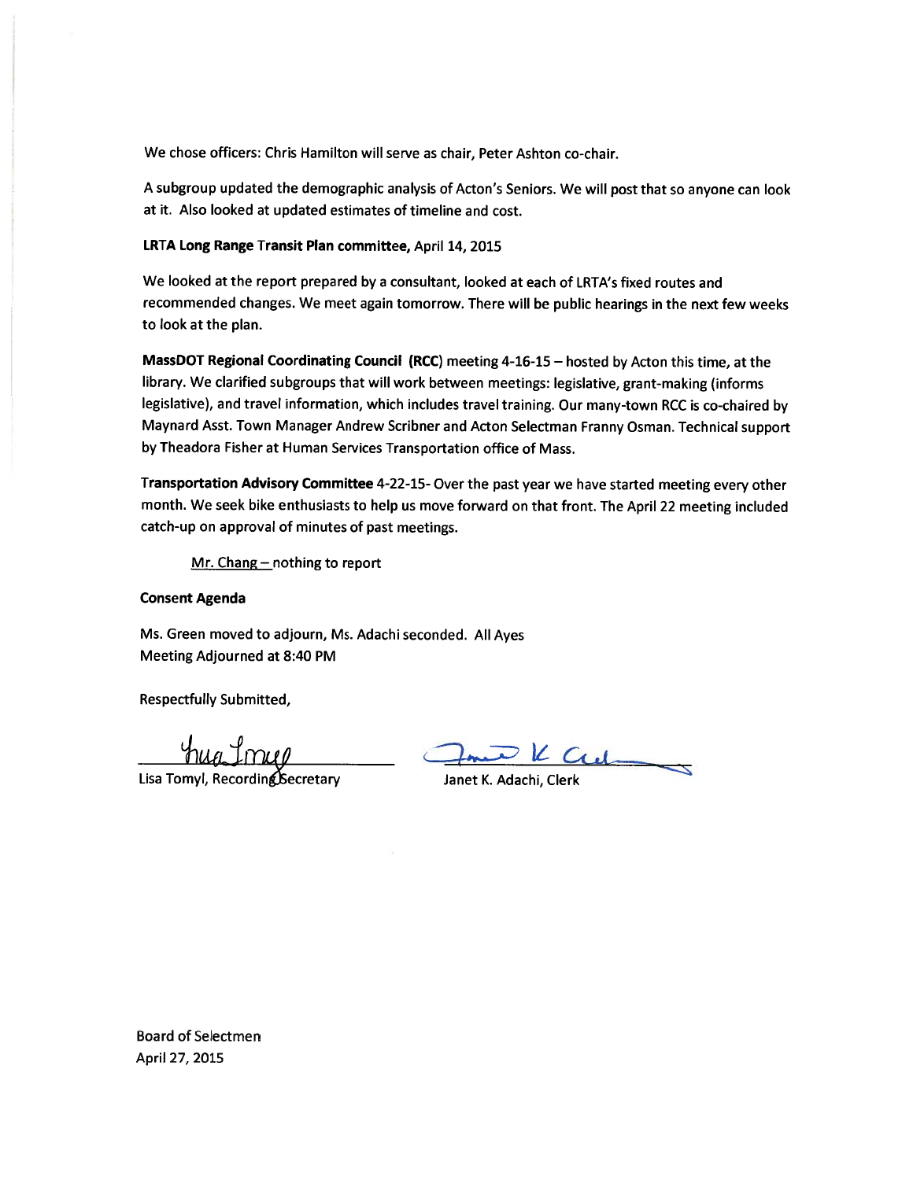We chose officers: Chris Hamilton will serve as chair, Peter Ashton co-chair.

A subgroup updated the demographic analysis of Acton's Seniors. We will post that so anyone can look at it. Also looked at updated estimates of timeline and cost.

**LRTA Long Range Transit Plan committee,** April 14, 2015

We looked at the report prepared by a consultant, looked at each of LRTA's fixed routes and recommended changes. We meet again tomorrow. There will be public hearings in the next few weeks to look at the plan.

**MassDOT Regional Coordinating Council (RCC)** meeting 4-16-15 – hosted by Acton this time, at the library. We clarified subgroups that will work between meetings: legislative, grant-making (informs legislative), and travel information, which includes travel training. Our many-town RCC is co-chaired by Maynard Asst. Town Manager Andrew Scribner and Acton Selectman Franny Osman. Technical support by Theadora Fisher at Human Services Transportation office of Mass.

**Transportation Advisory Committee** 4-22-15- Over the past year we have started meeting every other month. We seek bike enthusiasts to help us move forward on that front. The April 22 meeting included catch-up on approval of minutes of past meetings.

Mr. Chang – nothing to report

**Consent Agenda**

Ms. Green moved to adjourn, Ms. Adachi seconded. All Ayes
Meeting Adjourned at 8:40 PM

Respectfully Submitted,

Lisa Tomyl, Recording Secretary

Janet K. Adachi, Clerk

Board of Selectmen
April 27, 2015